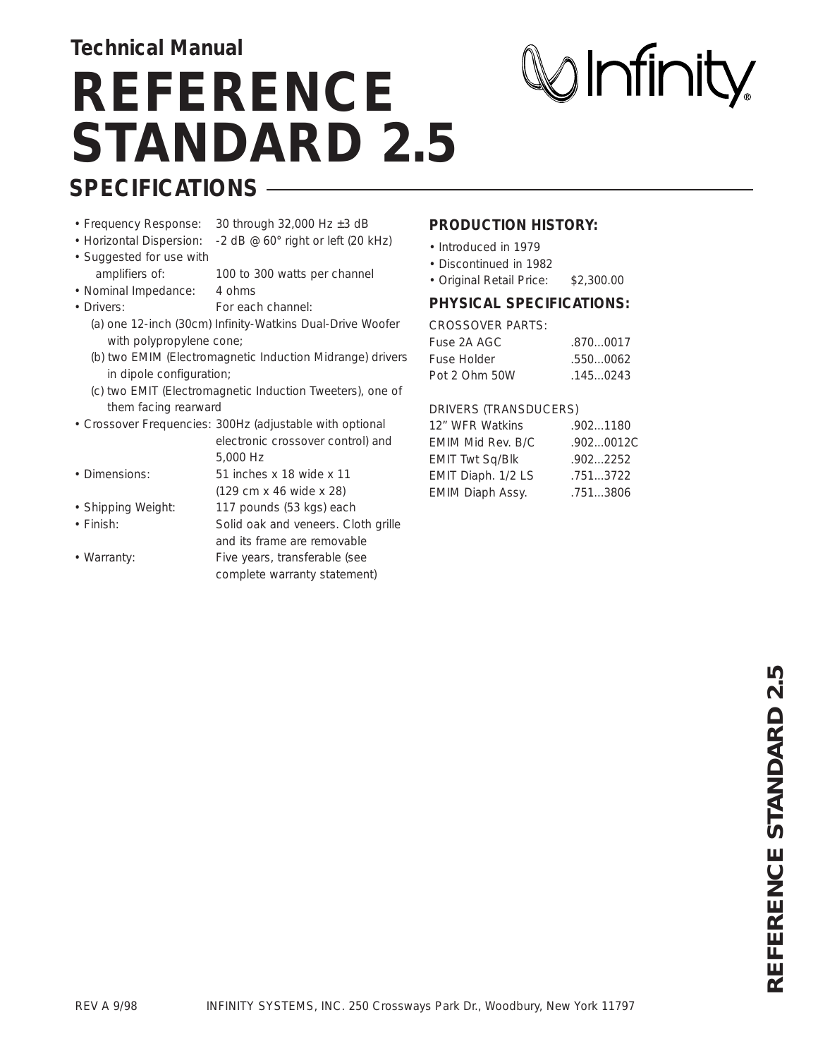Technical Manual

# REFERENCE STANDARD 2.5

Infinity®

## SPECIFICATIONS

- Frequency Response: 30 through 32,000 Hz ±3 dB
- Horizontal Dispersion: -2 dB @ 60° right or left (20 kHz)
- Suggested for use with amplifiers of: 100 to 300 watts per channel
- Nominal Impedance: 4 ohms
- Drivers: For each channel:
  - (a) one 12-inch (30cm) Infinity-Watkins Dual-Drive Woofer with polypropylene cone;
  - (b) two EMIM (Electromagnetic Induction Midrange) drivers in dipole configuration;
  - (c) two EMIT (Electromagnetic Induction Tweeters), one of them facing rearward
- Crossover Frequencies: 300Hz (adjustable with optional electronic crossover control) and 5,000 Hz
- Dimensions: 51 inches x 18 wide x 11 (129 cm x 46 wide x 28)
- Shipping Weight: 117 pounds (53 kgs) each
- Finish: Solid oak and veneers. Cloth grille and its frame are removable
- Warranty: Five years, transferable (see complete warranty statement)

### PRODUCTION HISTORY:

- Introduced in 1979
- Discontinued in 1982
- Original Retail Price: $2,300.00

### PHYSICAL SPECIFICATIONS:

CROSSOVER PARTS:

| Part | Number |
|---|---|
| Fuse 2A AGC | .870...0017 |
| Fuse Holder | .550...0062 |
| Pot 2 Ohm 50W | .145...0243 |

DRIVERS (TRANSDUCERS)

| Part | Number |
|---|---|
| 12" WFR Watkins | .902...1180 |
| EMIM Mid Rev. B/C | .902...0012C |
| EMIT Twt Sq/Blk | .902...2252 |
| EMIT Diaph. 1/2 LS | .751...3722 |
| EMIM Diaph Assy. | .751...3806 |

REV A 9/98 INFINITY SYSTEMS, INC. 250 Crossways Park Dr., Woodbury, New York 11797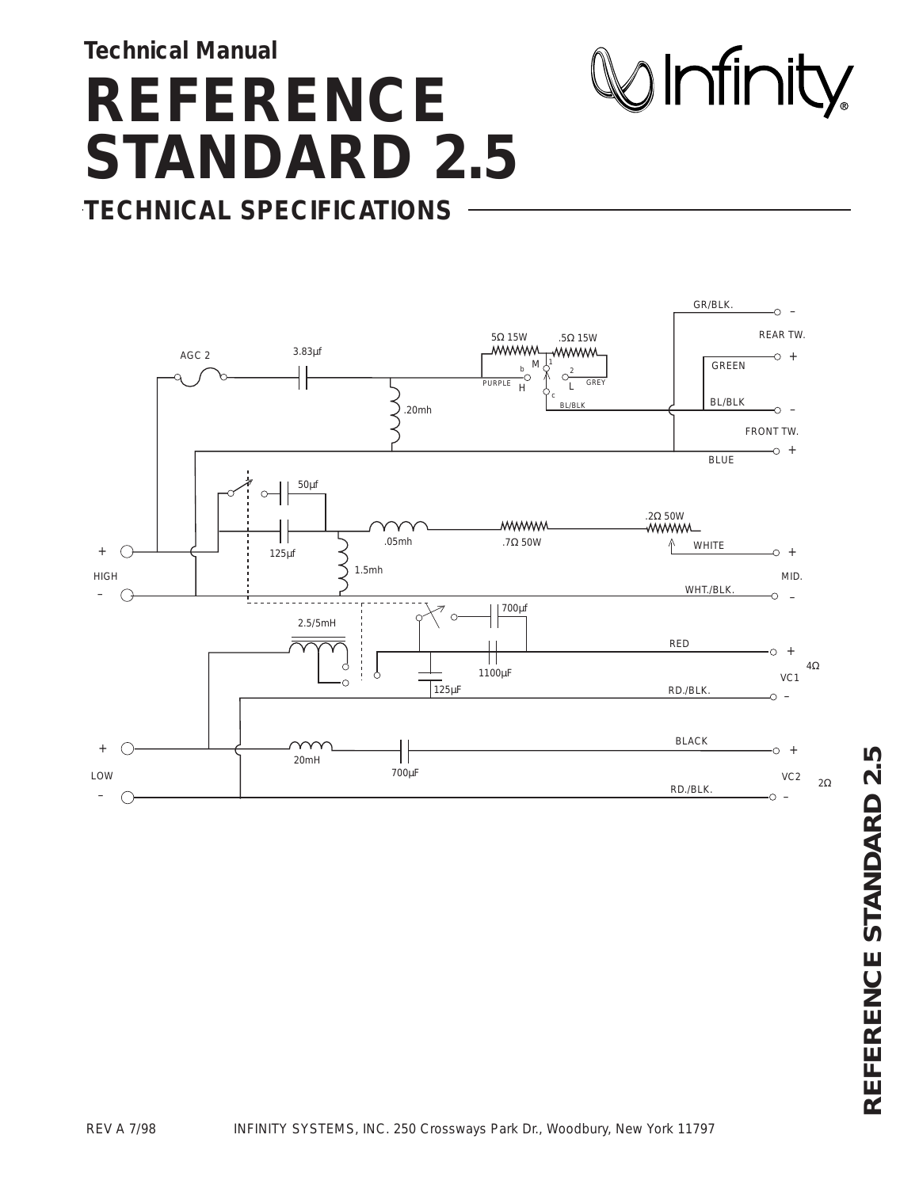**Technical Manual**

# REFERENCE STANDARD 2.5

## TECHNICAL SPECIFICATIONS

GR/BLK. –

REAR TW.

5Ω 15W .5Ω 15W

AGC 2 3.83µf

GREEN +

M 1 b 2

PURPLE H L GREY c

BL/BLK BL/BLK –

.20mh

FRONT TW.

BLUE +

50µf

.2Ω 50W

+ .05mh .7Ω 50W WHITE +

125µf

HIGH 1.5mh MID.

– WHT./BLK. –

700µf

2.5/5mH

RED +

4Ω

1100µF VC1

125µF RD./BLK. –

BLACK

+ +

LOW 20mH 700µF VC2 2Ω

– RD./BLK. –

REV A 7/98 INFINITY SYSTEMS, INC. 250 Crossways Park Dr., Woodbury, New York 11797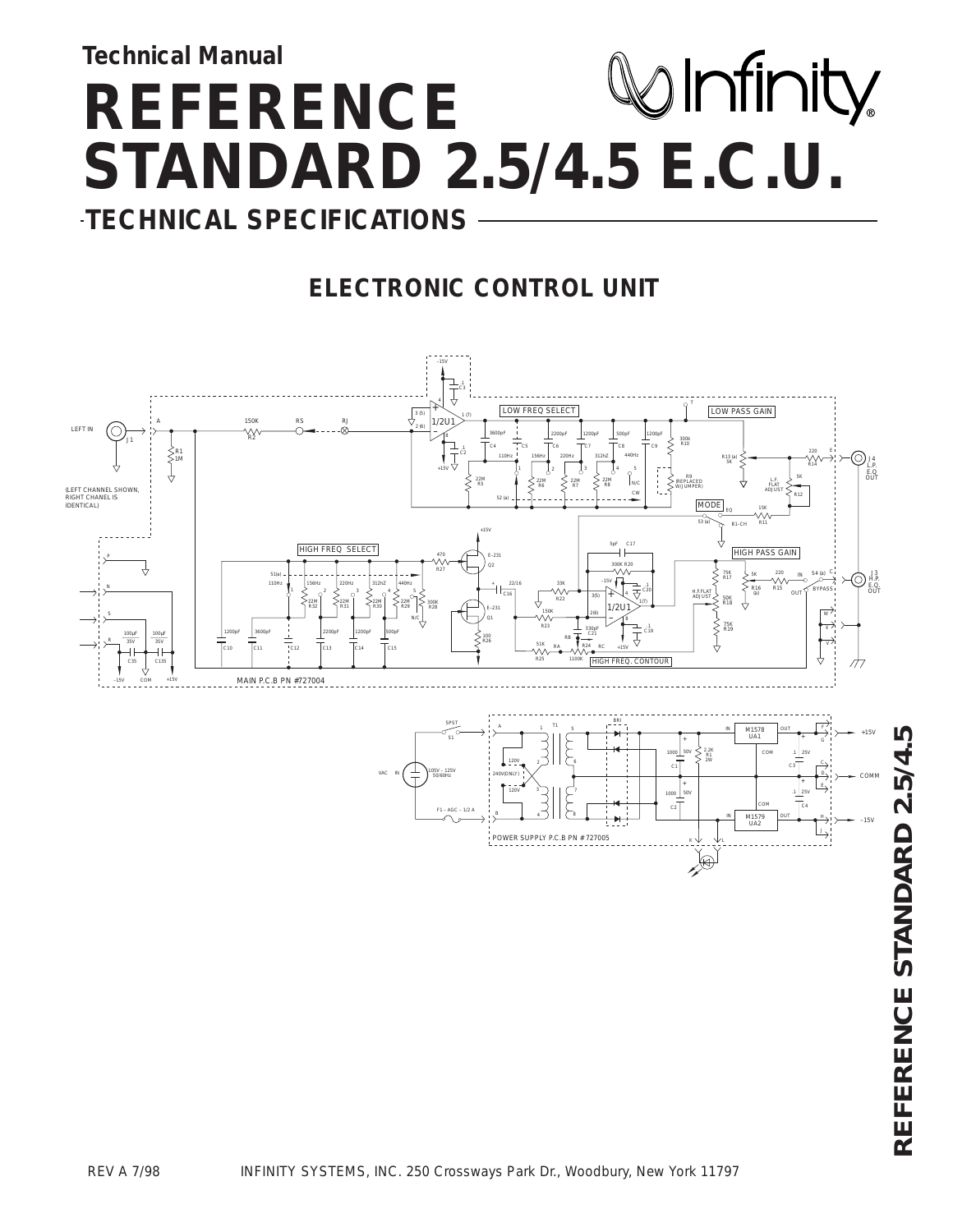Technical Manual

# REFERENCE STANDARD 2.5/4.5 E.C.U.

## TECHNICAL SPECIFICATIONS

### ELECTRONIC CONTROL UNIT

LEFT IN
J1
R1
1M
(LEFT CHANNEL SHOWN, RIGHT CHANEL IS IDENTICAL)
A
150K
R2
RS
RJ
-15V
C3
.1
1/2U1
C2
.1
+15V
LOW FREQ SELECT
3600pF C4
C5
2200pF C6
1200pF C7
500pF C8
1200pF C9
110Hz
156Hz
220Hz
312Hz
440Hz
22M R5
22M R6
22M R7
22M R8
N/C
CW
S2 (a)
300k R10
R9 (REPLACED W/JUMPER)
T
LOW PASS GAIN
R13 (a) 5K
220 R14
5K R12
L.F. FLAT ADJUST
J4 L.P. E.Q. OUT
MODE
EQ
S3 (a)
B1-CH
15K R11
HIGH FREQ SELECT
S1(a)
110Hz
156Hz
220Hz
312Hz
440Hz
22M R32
22M R31
22M R30
22M R29
300K R28
N/C
470 R27
+15V
E-231 Q2
E-231 Q1
100 R26
22/16 C16
33K R22
150K R23
51K R25
RA
RB
R24
RC
1100K
5pF C17
300K R20
-15V
.1 C20
1/2U1
330pF C21
+15V
.1 C19
HIGH FREQ. CONTOUR
HIGH PASS GAIN
75K R17
H.F.FLAT ADJUST
50K R18
75K R19
5K R16 (a)
220 R15
IN
OUT
S4 (a)
BYPASS
J3 H.P. E.Q. OUT
1200pF C10
3600pF C11
C12
2200pF C13
1200pF C14
500pF C15
100µF 35V C35
100µF 35V C135
-15V
COM
+15V
MAIN P.C.B PN #727004

SPST S1
VAC IN
105V - 125V 50/60Hz
120V
240V(ONLY)
120V
F1 - AGC - 1/2 A
T1
BR1
1000 50V C1
2.2K R1 2W
1000 50V C2
M1578 UA1
M1579 UA2
IN
OUT
COM
.1 25V C3
.1 25V C4
+15V
COMM
-15V
POWER SUPPLY P.C.B PN #727005

REV A 7/98 INFINITY SYSTEMS, INC. 250 Crossways Park Dr., Woodbury, New York 11797

REFERENCE STANDARD 2.5/4.5